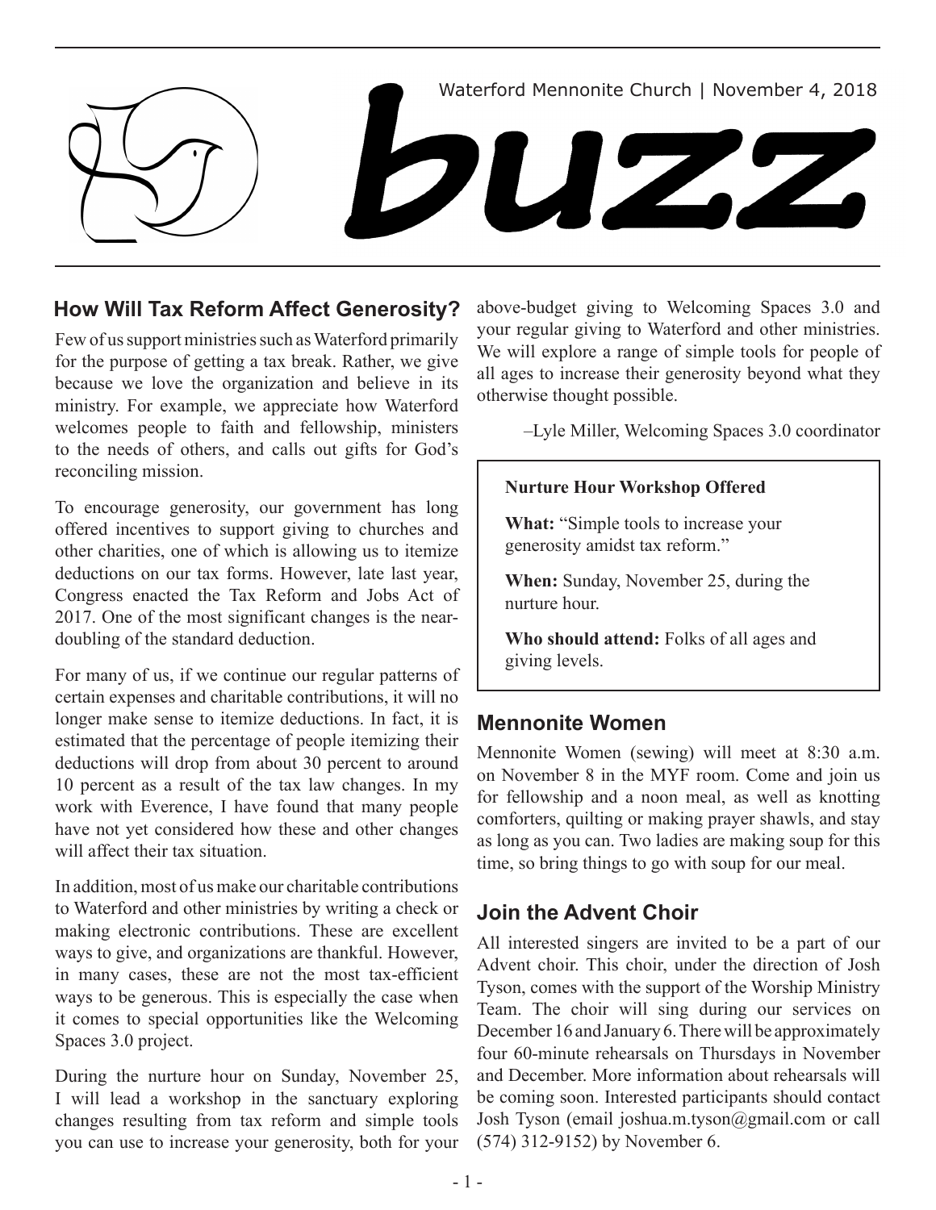Waterford Mennonite Church | November 4, 2018

# buzz

## How Will Tax Reform Affect Generosity?

Few of us support ministries such as Waterford primarily for the purpose of getting a tax break. Rather, we give because we love the organization and believe in its ministry. For example, we appreciate how Waterford welcomes people to faith and fellowship, ministers to the needs of others, and calls out gifts for God's reconciling mission.

To encourage generosity, our government has long offered incentives to support giving to churches and other charities, one of which is allowing us to itemize deductions on our tax forms. However, late last year, Congress enacted the Tax Reform and Jobs Act of 2017. One of the most significant changes is the near-doubling of the standard deduction.

For many of us, if we continue our regular patterns of certain expenses and charitable contributions, it will no longer make sense to itemize deductions. In fact, it is estimated that the percentage of people itemizing their deductions will drop from about 30 percent to around 10 percent as a result of the tax law changes. In my work with Everence, I have found that many people have not yet considered how these and other changes will affect their tax situation.

In addition, most of us make our charitable contributions to Waterford and other ministries by writing a check or making electronic contributions. These are excellent ways to give, and organizations are thankful. However, in many cases, these are not the most tax-efficient ways to be generous. This is especially the case when it comes to special opportunities like the Welcoming Spaces 3.0 project.

During the nurture hour on Sunday, November 25, I will lead a workshop in the sanctuary exploring changes resulting from tax reform and simple tools you can use to increase your generosity, both for your above-budget giving to Welcoming Spaces 3.0 and your regular giving to Waterford and other ministries. We will explore a range of simple tools for people of all ages to increase their generosity beyond what they otherwise thought possible.

–Lyle Miller, Welcoming Spaces 3.0 coordinator

**Nurture Hour Workshop Offered**

**What:** "Simple tools to increase your generosity amidst tax reform."

**When:** Sunday, November 25, during the nurture hour.

**Who should attend:** Folks of all ages and giving levels.

## Mennonite Women

Mennonite Women (sewing) will meet at 8:30 a.m. on November 8 in the MYF room. Come and join us for fellowship and a noon meal, as well as knotting comforters, quilting or making prayer shawls, and stay as long as you can. Two ladies are making soup for this time, so bring things to go with soup for our meal.

## Join the Advent Choir

All interested singers are invited to be a part of our Advent choir. This choir, under the direction of Josh Tyson, comes with the support of the Worship Ministry Team. The choir will sing during our services on December 16 and January 6. There will be approximately four 60-minute rehearsals on Thursdays in November and December. More information about rehearsals will be coming soon. Interested participants should contact Josh Tyson (email joshua.m.tyson@gmail.com or call (574) 312-9152) by November 6.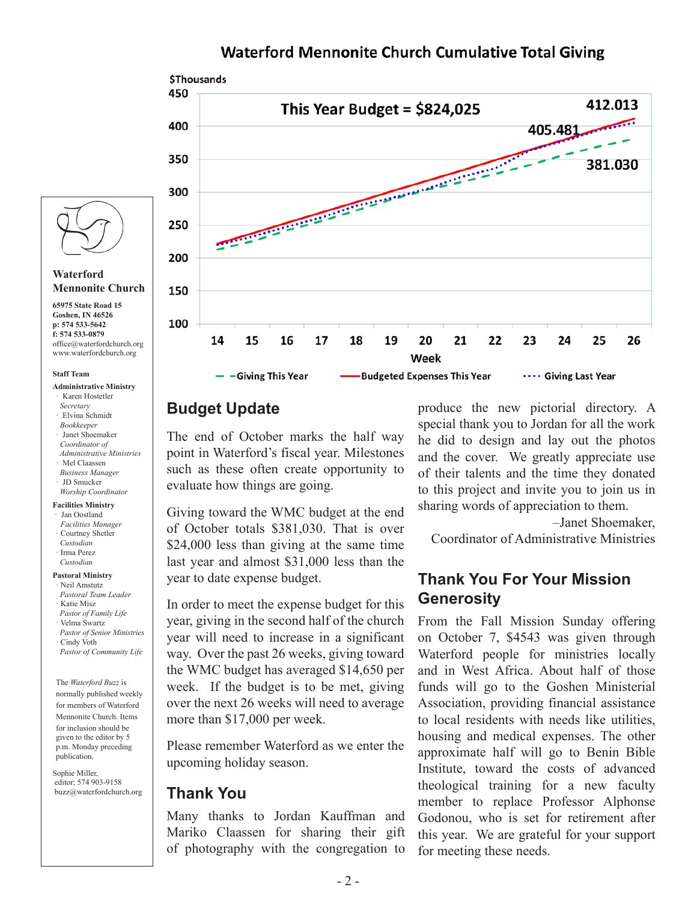## Waterford Mennonite Church Cumulative Total Giving

$Thousands

450
400
350
300
250
200
150
100

This Year Budget = $824,025

412.013

405.481

381.030

14 15 16 17 18 19 20 21 22 23 24 25 26

Week

Giving This Year
Budgeted Expenses This Year
Giving Last Year

**Waterford Mennonite Church**

**65975 State Road 15**
**Goshen, IN 46526**
**p: 574 533-5642**
**f: 574 533-0879**
office@waterfordchurch.org
www.waterfordchurch.org

**Staff Team**

**Administrative Ministry**
- Karen Hostetler
  *Secretary*
- Elvina Schmidt
  *Bookkeeper*
- Janet Shoemaker
  *Coordinator of Administrative Ministries*
- Mel Claassen
  *Business Manager*
- JD Smucker
  *Worship Coordinator*

**Facilities Ministry**
- Jan Oostland
  *Facilities Manager*
- Courtney Shetler
  *Custodian*
- Irma Perez
  *Custodian*

**Pastoral Ministry**
- Neil Amstutz
  *Pastoral Team Leader*
- Katie Misz
  *Pastor of Family Life*
- Velma Swartz
  *Pastor of Senior Ministries*
- Cindy Voth
  *Pastor of Community Life*

The *Waterford Buzz* is normally published weekly for members of Waterford Mennonite Church. Items for inclusion should be given to the editor by 5 p.m. Monday preceding publication.

Sophie Miller,
editor; 574 903-9158
buzz@waterfordchurch.org

## Budget Update

The end of October marks the half way point in Waterford's fiscal year. Milestones such as these often create opportunity to evaluate how things are going.

Giving toward the WMC budget at the end of October totals $381,030. That is over $24,000 less than giving at the same time last year and almost $31,000 less than the year to date expense budget.

In order to meet the expense budget for this year, giving in the second half of the church year will need to increase in a significant way. Over the past 26 weeks, giving toward the WMC budget has averaged $14,650 per week. If the budget is to be met, giving over the next 26 weeks will need to average more than $17,000 per week.

Please remember Waterford as we enter the upcoming holiday season.

## Thank You

Many thanks to Jordan Kauffman and Mariko Claassen for sharing their gift of photography with the congregation to produce the new pictorial directory. A special thank you to Jordan for all the work he did to design and lay out the photos and the cover. We greatly appreciate use of their talents and the time they donated to this project and invite you to join us in sharing words of appreciation to them.

–Janet Shoemaker,
Coordinator of Administrative Ministries

## Thank You For Your Mission Generosity

From the Fall Mission Sunday offering on October 7, $4543 was given through Waterford people for ministries locally and in West Africa. About half of those funds will go to the Goshen Ministerial Association, providing financial assistance to local residents with needs like utilities, housing and medical expenses. The other approximate half will go to Benin Bible Institute, toward the costs of advanced theological training for a new faculty member to replace Professor Alphonse Godonou, who is set for retirement after this year. We are grateful for your support for meeting these needs.